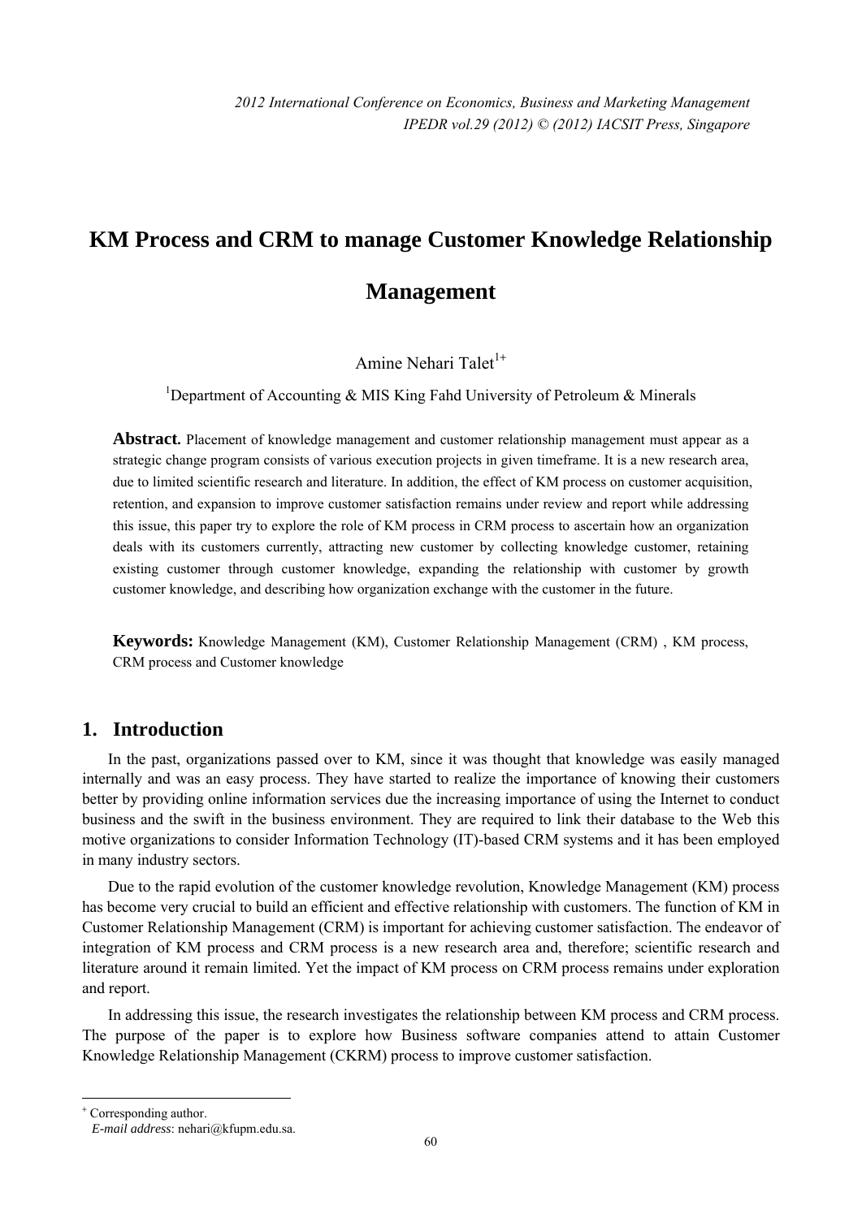# KM Process and CRM to manage Customer Knowledge Relationship Management

Amine Nehari Talet[1+]

[1]Department of Accounting & MIS King Fahd University of Petroleum & Minerals

**Abstract.** Placement of knowledge management and customer relationship management must appear as a strategic change program consists of various execution projects in given timeframe. It is a new research area, due to limited scientific research and literature. In addition, the effect of KM process on customer acquisition, retention, and expansion to improve customer satisfaction remains under review and report while addressing this issue, this paper try to explore the role of KM process in CRM process to ascertain how an organization deals with its customers currently, attracting new customer by collecting knowledge customer, retaining existing customer through customer knowledge, expanding the relationship with customer by growth customer knowledge, and describing how organization exchange with the customer in the future.

**Keywords:** Knowledge Management (KM), Customer Relationship Management (CRM) , KM process, CRM process and Customer knowledge

## 1. Introduction

In the past, organizations passed over to KM, since it was thought that knowledge was easily managed internally and was an easy process. They have started to realize the importance of knowing their customers better by providing online information services due the increasing importance of using the Internet to conduct business and the swift in the business environment. They are required to link their database to the Web this motive organizations to consider Information Technology (IT)-based CRM systems and it has been employed in many industry sectors.

Due to the rapid evolution of the customer knowledge revolution, Knowledge Management (KM) process has become very crucial to build an efficient and effective relationship with customers. The function of KM in Customer Relationship Management (CRM) is important for achieving customer satisfaction. The endeavor of integration of KM process and CRM process is a new research area and, therefore; scientific research and literature around it remain limited. Yet the impact of KM process on CRM process remains under exploration and report.

In addressing this issue, the research investigates the relationship between KM process and CRM process. The purpose of the paper is to explore how Business software companies attend to attain Customer Knowledge Relationship Management (CKRM) process to improve customer satisfaction.

---

[+] Corresponding author.
*E-mail address*: nehari@kfupm.edu.sa.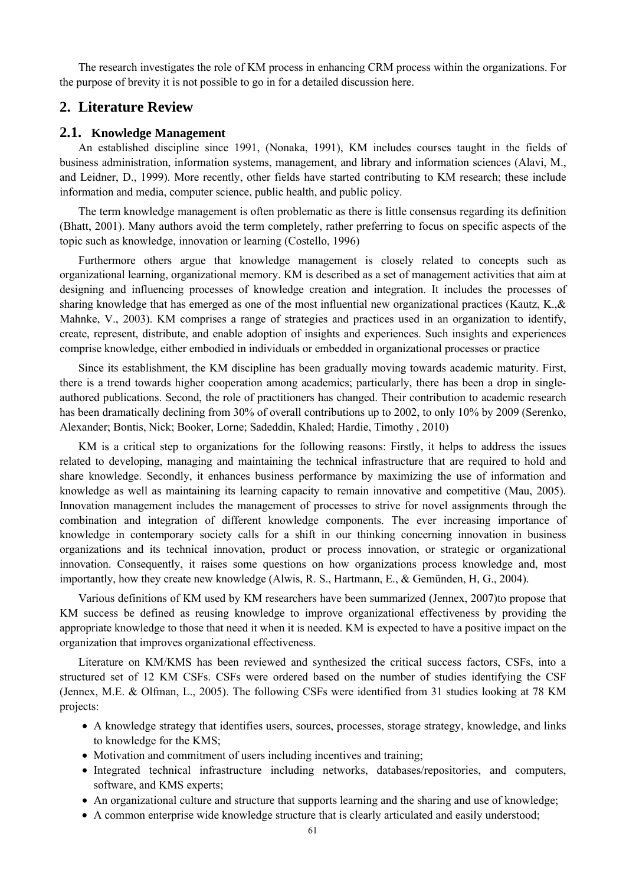The research investigates the role of KM process in enhancing CRM process within the organizations. For the purpose of brevity it is not possible to go in for a detailed discussion here.

## 2. Literature Review

### 2.1. Knowledge Management

An established discipline since 1991, (Nonaka, 1991), KM includes courses taught in the fields of business administration, information systems, management, and library and information sciences (Alavi, M., and Leidner, D., 1999). More recently, other fields have started contributing to KM research; these include information and media, computer science, public health, and public policy.

The term knowledge management is often problematic as there is little consensus regarding its definition (Bhatt, 2001). Many authors avoid the term completely, rather preferring to focus on specific aspects of the topic such as knowledge, innovation or learning (Costello, 1996)

Furthermore others argue that knowledge management is closely related to concepts such as organizational learning, organizational memory. KM is described as a set of management activities that aim at designing and influencing processes of knowledge creation and integration. It includes the processes of sharing knowledge that has emerged as one of the most influential new organizational practices (Kautz, K.,& Mahnke, V., 2003). KM comprises a range of strategies and practices used in an organization to identify, create, represent, distribute, and enable adoption of insights and experiences. Such insights and experiences comprise knowledge, either embodied in individuals or embedded in organizational processes or practice

Since its establishment, the KM discipline has been gradually moving towards academic maturity. First, there is a trend towards higher cooperation among academics; particularly, there has been a drop in single-authored publications. Second, the role of practitioners has changed. Their contribution to academic research has been dramatically declining from 30% of overall contributions up to 2002, to only 10% by 2009 (Serenko, Alexander; Bontis, Nick; Booker, Lorne; Sadeddin, Khaled; Hardie, Timothy , 2010)

KM is a critical step to organizations for the following reasons: Firstly, it helps to address the issues related to developing, managing and maintaining the technical infrastructure that are required to hold and share knowledge. Secondly, it enhances business performance by maximizing the use of information and knowledge as well as maintaining its learning capacity to remain innovative and competitive (Mau, 2005). Innovation management includes the management of processes to strive for novel assignments through the combination and integration of different knowledge components. The ever increasing importance of knowledge in contemporary society calls for a shift in our thinking concerning innovation in business organizations and its technical innovation, product or process innovation, or strategic or organizational innovation. Consequently, it raises some questions on how organizations process knowledge and, most importantly, how they create new knowledge (Alwis, R. S., Hartmann, E., & Gemünden, H, G., 2004).

Various definitions of KM used by KM researchers have been summarized (Jennex, 2007)to propose that KM success be defined as reusing knowledge to improve organizational effectiveness by providing the appropriate knowledge to those that need it when it is needed. KM is expected to have a positive impact on the organization that improves organizational effectiveness.

Literature on KM/KMS has been reviewed and synthesized the critical success factors, CSFs, into a structured set of 12 KM CSFs. CSFs were ordered based on the number of studies identifying the CSF (Jennex, M.E. & Olfman, L., 2005). The following CSFs were identified from 31 studies looking at 78 KM projects:

- A knowledge strategy that identifies users, sources, processes, storage strategy, knowledge, and links to knowledge for the KMS;
- Motivation and commitment of users including incentives and training;
- Integrated technical infrastructure including networks, databases/repositories, and computers, software, and KMS experts;
- An organizational culture and structure that supports learning and the sharing and use of knowledge;
- A common enterprise wide knowledge structure that is clearly articulated and easily understood;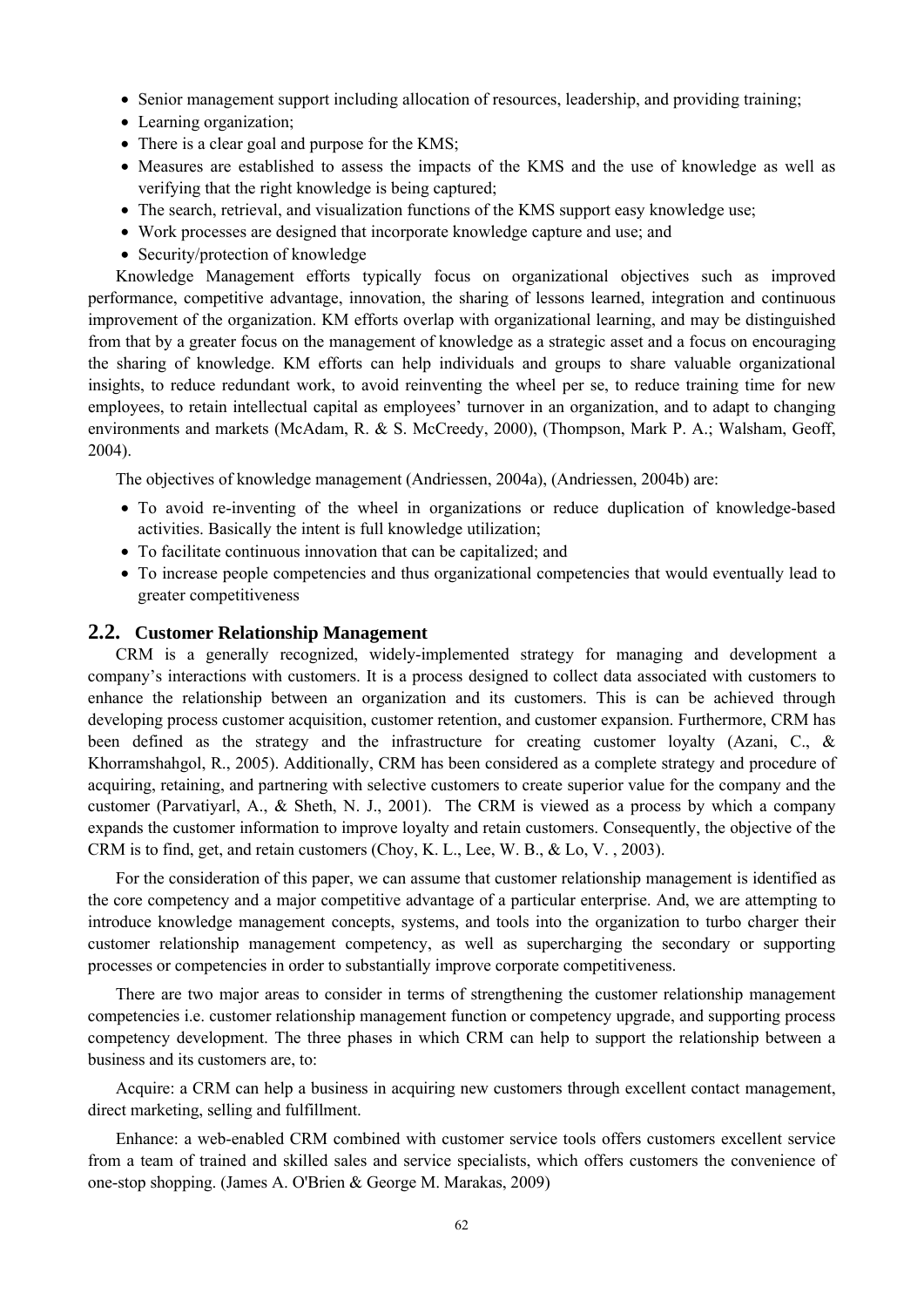- Senior management support including allocation of resources, leadership, and providing training;
- Learning organization;
- There is a clear goal and purpose for the KMS;
- Measures are established to assess the impacts of the KMS and the use of knowledge as well as verifying that the right knowledge is being captured;
- The search, retrieval, and visualization functions of the KMS support easy knowledge use;
- Work processes are designed that incorporate knowledge capture and use; and
- Security/protection of knowledge

Knowledge Management efforts typically focus on organizational objectives such as improved performance, competitive advantage, innovation, the sharing of lessons learned, integration and continuous improvement of the organization. KM efforts overlap with organizational learning, and may be distinguished from that by a greater focus on the management of knowledge as a strategic asset and a focus on encouraging the sharing of knowledge. KM efforts can help individuals and groups to share valuable organizational insights, to reduce redundant work, to avoid reinventing the wheel per se, to reduce training time for new employees, to retain intellectual capital as employees' turnover in an organization, and to adapt to changing environments and markets (McAdam, R. & S. McCreedy, 2000), (Thompson, Mark P. A.; Walsham, Geoff, 2004).

The objectives of knowledge management (Andriessen, 2004a), (Andriessen, 2004b) are:

- To avoid re-inventing of the wheel in organizations or reduce duplication of knowledge-based activities. Basically the intent is full knowledge utilization;
- To facilitate continuous innovation that can be capitalized; and
- To increase people competencies and thus organizational competencies that would eventually lead to greater competitiveness

## 2.2. Customer Relationship Management

CRM is a generally recognized, widely-implemented strategy for managing and development a company's interactions with customers. It is a process designed to collect data associated with customers to enhance the relationship between an organization and its customers. This is can be achieved through developing process customer acquisition, customer retention, and customer expansion. Furthermore, CRM has been defined as the strategy and the infrastructure for creating customer loyalty (Azani, C., & Khorramshahgol, R., 2005). Additionally, CRM has been considered as a complete strategy and procedure of acquiring, retaining, and partnering with selective customers to create superior value for the company and the customer (Parvatiyarl, A., & Sheth, N. J., 2001). The CRM is viewed as a process by which a company expands the customer information to improve loyalty and retain customers. Consequently, the objective of the CRM is to find, get, and retain customers (Choy, K. L., Lee, W. B., & Lo, V. , 2003).

For the consideration of this paper, we can assume that customer relationship management is identified as the core competency and a major competitive advantage of a particular enterprise. And, we are attempting to introduce knowledge management concepts, systems, and tools into the organization to turbo charger their customer relationship management competency, as well as supercharging the secondary or supporting processes or competencies in order to substantially improve corporate competitiveness.

There are two major areas to consider in terms of strengthening the customer relationship management competencies i.e. customer relationship management function or competency upgrade, and supporting process competency development. The three phases in which CRM can help to support the relationship between a business and its customers are, to:

Acquire: a CRM can help a business in acquiring new customers through excellent contact management, direct marketing, selling and fulfillment.

Enhance: a web-enabled CRM combined with customer service tools offers customers excellent service from a team of trained and skilled sales and service specialists, which offers customers the convenience of one-stop shopping. (James A. O'Brien & George M. Marakas, 2009)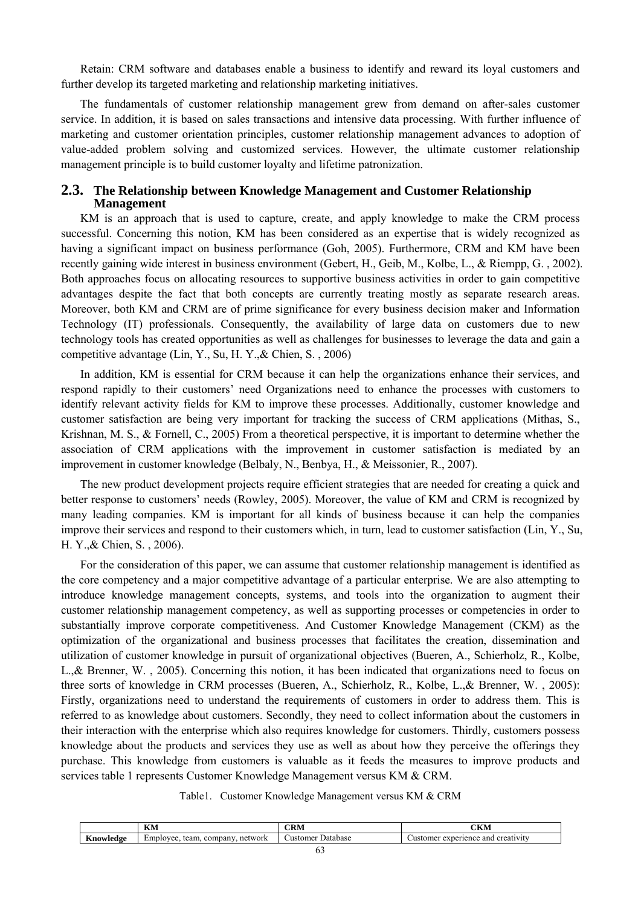Retain: CRM software and databases enable a business to identify and reward its loyal customers and further develop its targeted marketing and relationship marketing initiatives.

The fundamentals of customer relationship management grew from demand on after-sales customer service. In addition, it is based on sales transactions and intensive data processing. With further influence of marketing and customer orientation principles, customer relationship management advances to adoption of value-added problem solving and customized services. However, the ultimate customer relationship management principle is to build customer loyalty and lifetime patronization.

## 2.3. The Relationship between Knowledge Management and Customer Relationship Management

KM is an approach that is used to capture, create, and apply knowledge to make the CRM process successful. Concerning this notion, KM has been considered as an expertise that is widely recognized as having a significant impact on business performance (Goh, 2005). Furthermore, CRM and KM have been recently gaining wide interest in business environment (Gebert, H., Geib, M., Kolbe, L., & Riempp, G. , 2002). Both approaches focus on allocating resources to supportive business activities in order to gain competitive advantages despite the fact that both concepts are currently treating mostly as separate research areas. Moreover, both KM and CRM are of prime significance for every business decision maker and Information Technology (IT) professionals. Consequently, the availability of large data on customers due to new technology tools has created opportunities as well as challenges for businesses to leverage the data and gain a competitive advantage (Lin, Y., Su, H. Y.,& Chien, S. , 2006)

In addition, KM is essential for CRM because it can help the organizations enhance their services, and respond rapidly to their customers' need Organizations need to enhance the processes with customers to identify relevant activity fields for KM to improve these processes. Additionally, customer knowledge and customer satisfaction are being very important for tracking the success of CRM applications (Mithas, S., Krishnan, M. S., & Fornell, C., 2005) From a theoretical perspective, it is important to determine whether the association of CRM applications with the improvement in customer satisfaction is mediated by an improvement in customer knowledge (Belbaly, N., Benbya, H., & Meissonier, R., 2007).

The new product development projects require efficient strategies that are needed for creating a quick and better response to customers' needs (Rowley, 2005). Moreover, the value of KM and CRM is recognized by many leading companies. KM is important for all kinds of business because it can help the companies improve their services and respond to their customers which, in turn, lead to customer satisfaction (Lin, Y., Su, H. Y.,& Chien, S. , 2006).

For the consideration of this paper, we can assume that customer relationship management is identified as the core competency and a major competitive advantage of a particular enterprise. We are also attempting to introduce knowledge management concepts, systems, and tools into the organization to augment their customer relationship management competency, as well as supporting processes or competencies in order to substantially improve corporate competitiveness. And Customer Knowledge Management (CKM) as the optimization of the organizational and business processes that facilitates the creation, dissemination and utilization of customer knowledge in pursuit of organizational objectives (Bueren, A., Schierholz, R., Kolbe, L.,& Brenner, W. , 2005). Concerning this notion, it has been indicated that organizations need to focus on three sorts of knowledge in CRM processes (Bueren, A., Schierholz, R., Kolbe, L.,& Brenner, W. , 2005): Firstly, organizations need to understand the requirements of customers in order to address them. This is referred to as knowledge about customers. Secondly, they need to collect information about the customers in their interaction with the enterprise which also requires knowledge for customers. Thirdly, customers possess knowledge about the products and services they use as well as about how they perceive the offerings they purchase. This knowledge from customers is valuable as it feeds the measures to improve products and services table 1 represents Customer Knowledge Management versus KM & CRM.

Table1. Customer Knowledge Management versus KM & CRM

| | KM | CRM | CKM |
|---|---|---|---|
| **Knowledge** | Employee, team, company, network | Customer Database | Customer experience and creativity |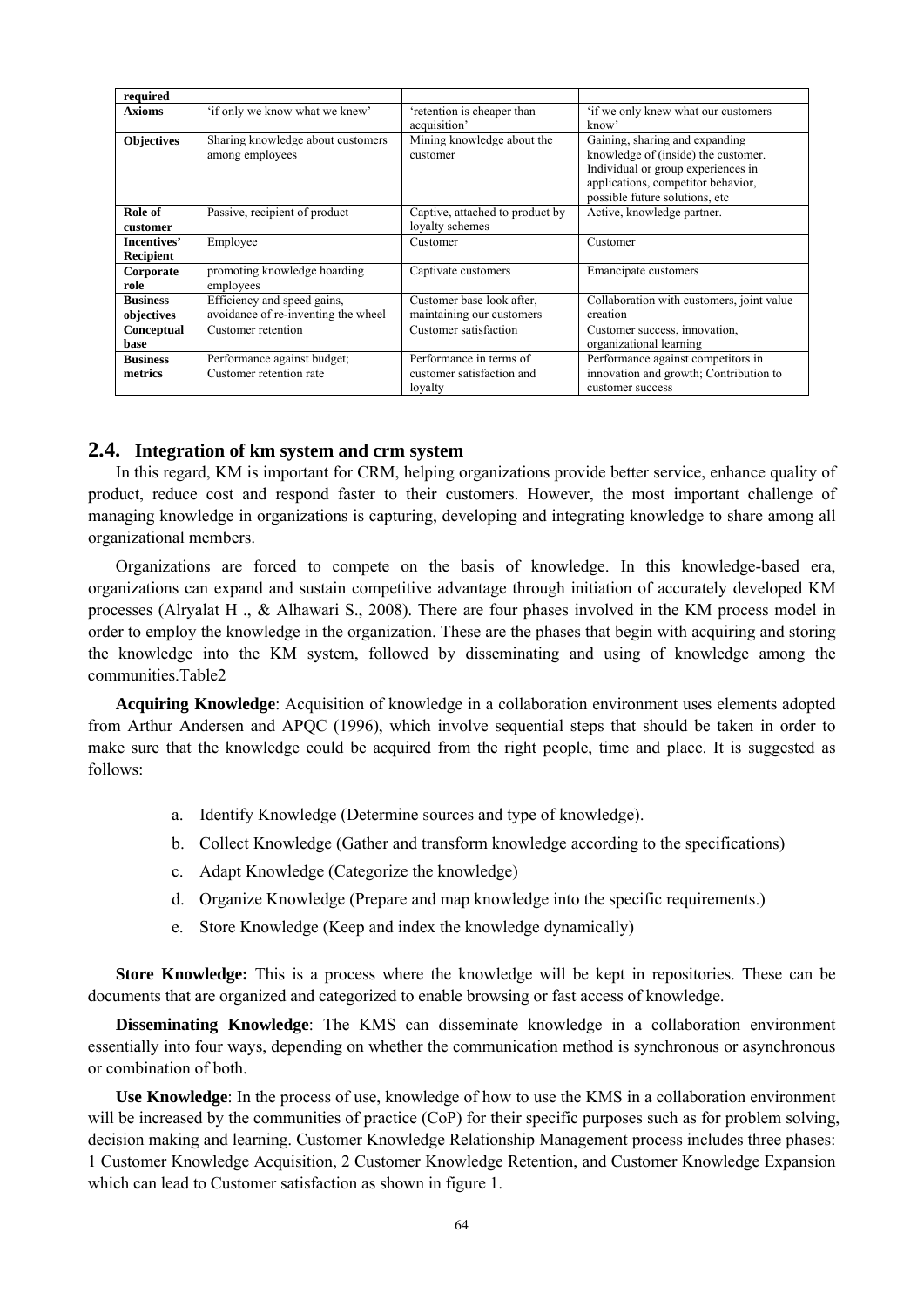| required | | | |
|---|---|---|---|
| **Axioms** | 'if only we know what we knew' | 'retention is cheaper than acquisition' | 'if we only knew what our customers know' |
| **Objectives** | Sharing knowledge about customers among employees | Mining knowledge about the customer | Gaining, sharing and expanding knowledge of (inside) the customer. Individual or group experiences in applications, competitor behavior, possible future solutions, etc |
| **Role of customer** | Passive, recipient of product | Captive, attached to product by loyalty schemes | Active, knowledge partner. |
| **Incentives' Recipient** | Employee | Customer | Customer |
| **Corporate role** | promoting knowledge hoarding employees | Captivate customers | Emancipate customers |
| **Business objectives** | Efficiency and speed gains, avoidance of re-inventing the wheel | Customer base look after, maintaining our customers | Collaboration with customers, joint value creation |
| **Conceptual base** | Customer retention | Customer satisfaction | Customer success, innovation, organizational learning |
| **Business metrics** | Performance against budget; Customer retention rate | Performance in terms of customer satisfaction and loyalty | Performance against competitors in innovation and growth; Contribution to customer success |

## 2.4. Integration of km system and crm system

In this regard, KM is important for CRM, helping organizations provide better service, enhance quality of product, reduce cost and respond faster to their customers. However, the most important challenge of managing knowledge in organizations is capturing, developing and integrating knowledge to share among all organizational members.

Organizations are forced to compete on the basis of knowledge. In this knowledge-based era, organizations can expand and sustain competitive advantage through initiation of accurately developed KM processes (Alryalat H ., & Alhawari S., 2008). There are four phases involved in the KM process model in order to employ the knowledge in the organization. These are the phases that begin with acquiring and storing the knowledge into the KM system, followed by disseminating and using of knowledge among the communities.Table2

**Acquiring Knowledge**: Acquisition of knowledge in a collaboration environment uses elements adopted from Arthur Andersen and APQC (1996), which involve sequential steps that should be taken in order to make sure that the knowledge could be acquired from the right people, time and place. It is suggested as follows:

a. Identify Knowledge (Determine sources and type of knowledge).
b. Collect Knowledge (Gather and transform knowledge according to the specifications)
c. Adapt Knowledge (Categorize the knowledge)
d. Organize Knowledge (Prepare and map knowledge into the specific requirements.)
e. Store Knowledge (Keep and index the knowledge dynamically)

**Store Knowledge:** This is a process where the knowledge will be kept in repositories. These can be documents that are organized and categorized to enable browsing or fast access of knowledge.

**Disseminating Knowledge**: The KMS can disseminate knowledge in a collaboration environment essentially into four ways, depending on whether the communication method is synchronous or asynchronous or combination of both.

**Use Knowledge**: In the process of use, knowledge of how to use the KMS in a collaboration environment will be increased by the communities of practice (CoP) for their specific purposes such as for problem solving, decision making and learning. Customer Knowledge Relationship Management process includes three phases: 1 Customer Knowledge Acquisition, 2 Customer Knowledge Retention, and Customer Knowledge Expansion which can lead to Customer satisfaction as shown in figure 1.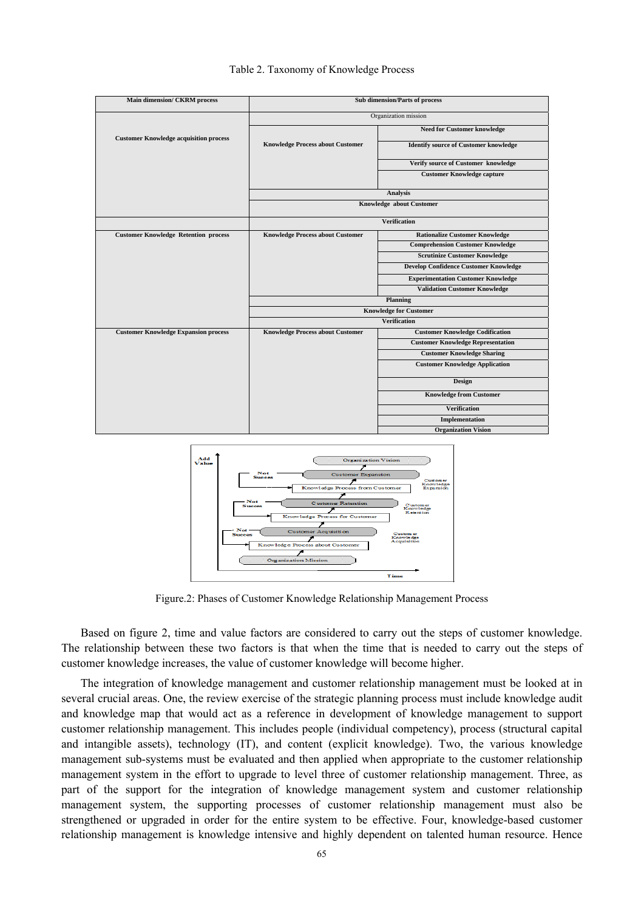Table 2. Taxonomy of Knowledge Process

| Main dimension/ CKRM process | Sub dimension/Parts of process | |
|---|---|---|
| | Organization mission | |
| Customer Knowledge acquisition process | Knowledge Process about Customer | Need for Customer knowledge |
| | | Identify source of Customer knowledge |
| | | Verify source of Customer knowledge |
| | | Customer Knowledge capture |
| | Analysis | |
| | Knowledge about Customer | |
| | Verification | |
| Customer Knowledge Retention process | Knowledge Process about Customer | Rationalize Customer Knowledge |
| | | Comprehension Customer Knowledge |
| | | Scrutinize Customer Knowledge |
| | | Develop Confidence Customer Knowledge |
| | | Experimentation Customer Knowledge |
| | | Validation Customer Knowledge |
| | Planning | |
| | Knowledge for Customer | |
| | Verification | |
| Customer Knowledge Expansion process | Knowledge Process about Customer | Customer Knowledge Codification |
| | | Customer Knowledge Representation |
| | | Customer Knowledge Sharing |
| | | Customer Knowledge Application |
| | | Design |
| | | Knowledge from Customer |
| | | Verification |
| | | Implementation |
| | | Organization Vision |

Figure.2: Phases of Customer Knowledge Relationship Management Process

Based on figure 2, time and value factors are considered to carry out the steps of customer knowledge. The relationship between these two factors is that when the time that is needed to carry out the steps of customer knowledge increases, the value of customer knowledge will become higher.

The integration of knowledge management and customer relationship management must be looked at in several crucial areas. One, the review exercise of the strategic planning process must include knowledge audit and knowledge map that would act as a reference in development of knowledge management to support customer relationship management. This includes people (individual competency), process (structural capital and intangible assets), technology (IT), and content (explicit knowledge). Two, the various knowledge management sub-systems must be evaluated and then applied when appropriate to the customer relationship management system in the effort to upgrade to level three of customer relationship management. Three, as part of the support for the integration of knowledge management system and customer relationship management system, the supporting processes of customer relationship management must also be strengthened or upgraded in order for the entire system to be effective. Four, knowledge-based customer relationship management is knowledge intensive and highly dependent on talented human resource. Hence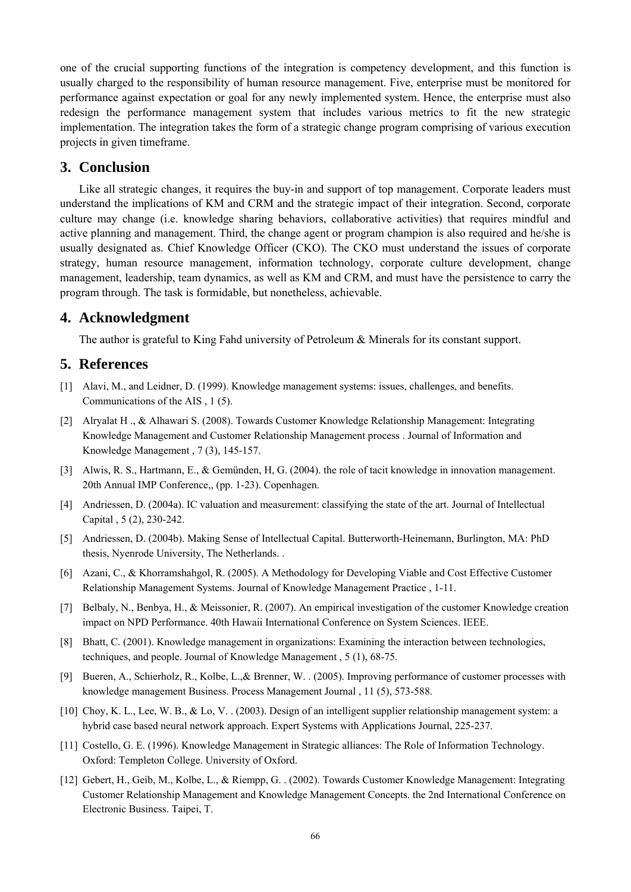one of the crucial supporting functions of the integration is competency development, and this function is usually charged to the responsibility of human resource management. Five, enterprise must be monitored for performance against expectation or goal for any newly implemented system. Hence, the enterprise must also redesign the performance management system that includes various metrics to fit the new strategic implementation. The integration takes the form of a strategic change program comprising of various execution projects in given timeframe.

## 3. Conclusion

Like all strategic changes, it requires the buy-in and support of top management. Corporate leaders must understand the implications of KM and CRM and the strategic impact of their integration. Second, corporate culture may change (i.e. knowledge sharing behaviors, collaborative activities) that requires mindful and active planning and management. Third, the change agent or program champion is also required and he/she is usually designated as. Chief Knowledge Officer (CKO). The CKO must understand the issues of corporate strategy, human resource management, information technology, corporate culture development, change management, leadership, team dynamics, as well as KM and CRM, and must have the persistence to carry the program through. The task is formidable, but nonetheless, achievable.

## 4. Acknowledgment

The author is grateful to King Fahd university of Petroleum & Minerals for its constant support.

## 5. References

[1] Alavi, M., and Leidner, D. (1999). Knowledge management systems: issues, challenges, and benefits. Communications of the AIS , 1 (5).

[2] Alryalat H ., & Alhawari S. (2008). Towards Customer Knowledge Relationship Management: Integrating Knowledge Management and Customer Relationship Management process . Journal of Information and Knowledge Management , 7 (3), 145-157.

[3] Alwis, R. S., Hartmann, E., & Gemünden, H, G. (2004). the role of tacit knowledge in innovation management. 20th Annual IMP Conference,, (pp. 1-23). Copenhagen.

[4] Andriessen, D. (2004a). IC valuation and measurement: classifying the state of the art. Journal of Intellectual Capital , 5 (2), 230-242.

[5] Andriessen, D. (2004b). Making Sense of Intellectual Capital. Butterworth-Heinemann, Burlington, MA: PhD thesis, Nyenrode University, The Netherlands. .

[6] Azani, C., & Khorramshahgol, R. (2005). A Methodology for Developing Viable and Cost Effective Customer Relationship Management Systems. Journal of Knowledge Management Practice , 1-11.

[7] Belbaly, N., Benbya, H., & Meissonier, R. (2007). An empirical investigation of the customer Knowledge creation impact on NPD Performance. 40th Hawaii International Conference on System Sciences. IEEE.

[8] Bhatt, C. (2001). Knowledge management in organizations: Examining the interaction between technologies, techniques, and people. Journal of Knowledge Management , 5 (1), 68-75.

[9] Bueren, A., Schierholz, R., Kolbe, L.,& Brenner, W. . (2005). Improving performance of customer processes with knowledge management Business. Process Management Journal , 11 (5), 573-588.

[10] Choy, K. L., Lee, W. B., & Lo, V. . (2003). Design of an intelligent supplier relationship management system: a hybrid case based neural network approach. Expert Systems with Applications Journal, 225-237.

[11] Costello, G. E. (1996). Knowledge Management in Strategic alliances: The Role of Information Technology. Oxford: Templeton College. University of Oxford.

[12] Gebert, H., Geib, M., Kolbe, L., & Riempp, G. . (2002). Towards Customer Knowledge Management: Integrating Customer Relationship Management and Knowledge Management Concepts. the 2nd International Conference on Electronic Business. Taipei, T.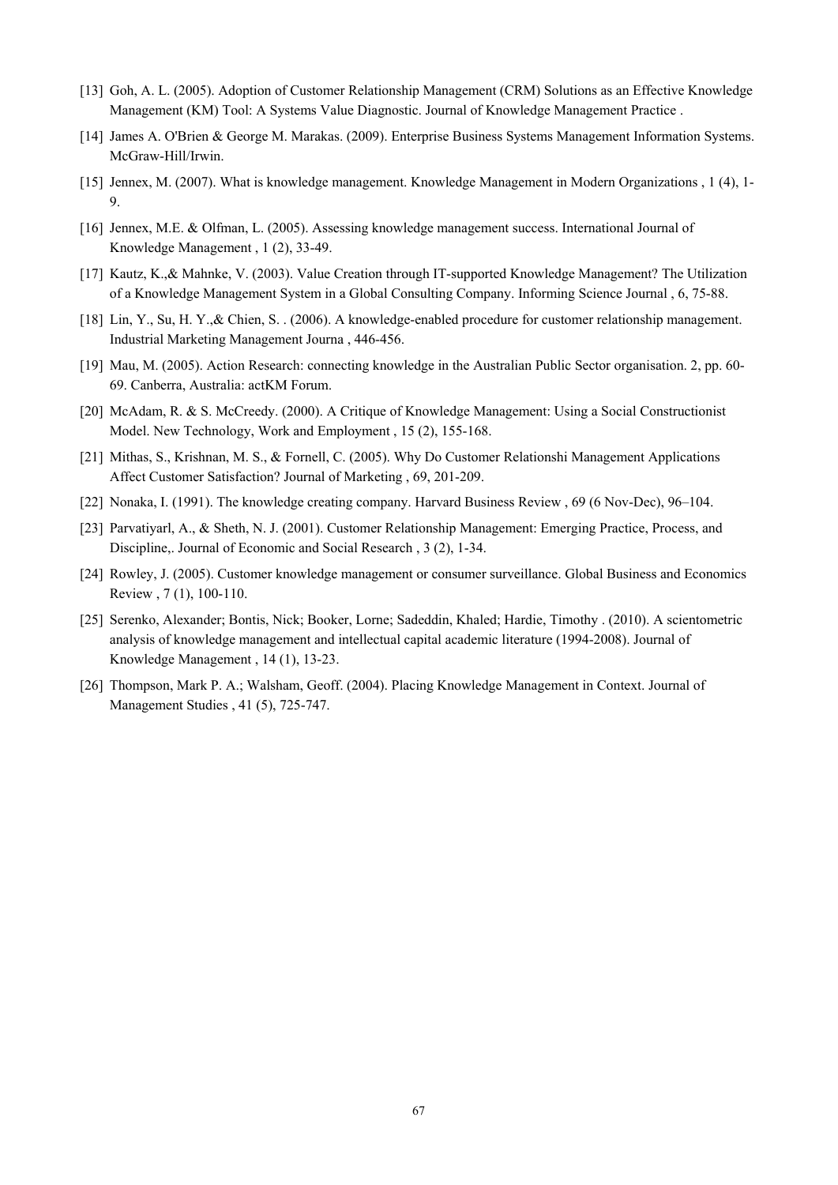[13] Goh, A. L. (2005). Adoption of Customer Relationship Management (CRM) Solutions as an Effective Knowledge Management (KM) Tool: A Systems Value Diagnostic. Journal of Knowledge Management Practice .

[14] James A. O'Brien & George M. Marakas. (2009). Enterprise Business Systems Management Information Systems. McGraw-Hill/Irwin.

[15] Jennex, M. (2007). What is knowledge management. Knowledge Management in Modern Organizations , 1 (4), 1-9.

[16] Jennex, M.E. & Olfman, L. (2005). Assessing knowledge management success. International Journal of Knowledge Management , 1 (2), 33-49.

[17] Kautz, K.,& Mahnke, V. (2003). Value Creation through IT-supported Knowledge Management? The Utilization of a Knowledge Management System in a Global Consulting Company. Informing Science Journal , 6, 75-88.

[18] Lin, Y., Su, H. Y.,& Chien, S. . (2006). A knowledge-enabled procedure for customer relationship management. Industrial Marketing Management Journa , 446-456.

[19] Mau, M. (2005). Action Research: connecting knowledge in the Australian Public Sector organisation. 2, pp. 60-69. Canberra, Australia: actKM Forum.

[20] McAdam, R. & S. McCreedy. (2000). A Critique of Knowledge Management: Using a Social Constructionist Model. New Technology, Work and Employment , 15 (2), 155-168.

[21] Mithas, S., Krishnan, M. S., & Fornell, C. (2005). Why Do Customer Relationshi Management Applications Affect Customer Satisfaction? Journal of Marketing , 69, 201-209.

[22] Nonaka, I. (1991). The knowledge creating company. Harvard Business Review , 69 (6 Nov-Dec), 96–104.

[23] Parvatiyarl, A., & Sheth, N. J. (2001). Customer Relationship Management: Emerging Practice, Process, and Discipline,. Journal of Economic and Social Research , 3 (2), 1-34.

[24] Rowley, J. (2005). Customer knowledge management or consumer surveillance. Global Business and Economics Review , 7 (1), 100-110.

[25] Serenko, Alexander; Bontis, Nick; Booker, Lorne; Sadeddin, Khaled; Hardie, Timothy . (2010). A scientometric analysis of knowledge management and intellectual capital academic literature (1994-2008). Journal of Knowledge Management , 14 (1), 13-23.

[26] Thompson, Mark P. A.; Walsham, Geoff. (2004). Placing Knowledge Management in Context. Journal of Management Studies , 41 (5), 725-747.